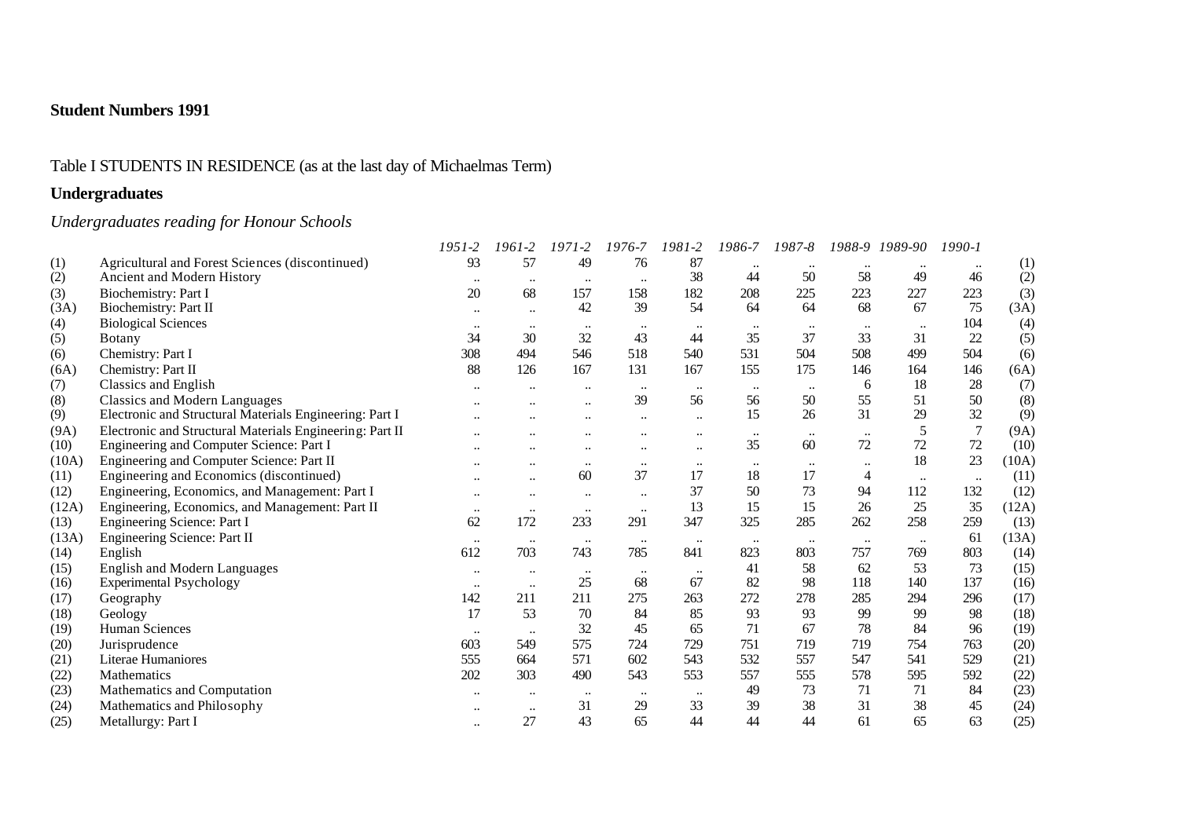**Student Numbers 1991**

Table I STUDENTS IN RESIDENCE (as at the last day of Michaelmas Term)

**Undergraduates**

*Undergraduates reading for Honour Schools*

| | | *1951-2* | *1961-2* | *1971-2* | *1976-7* | *1981-2* | *1986-7* | *1987-8* | *1988-9* | *1989-90* | *1990-1* | |
|---|---|---|---|---|---|---|---|---|---|---|---|---|
| (1) | Agricultural and Forest Sciences (discontinued) | 93 | 57 | 49 | 76 | 87 | .. | .. | .. | .. | .. | (1) |
| (2) | Ancient and Modern History | .. | .. | .. | .. | 38 | 44 | 50 | 58 | 49 | 46 | (2) |
| (3) | Biochemistry: Part I | 20 | 68 | 157 | 158 | 182 | 208 | 225 | 223 | 227 | 223 | (3) |
| (3A) | Biochemistry: Part II | .. | .. | 42 | 39 | 54 | 64 | 64 | 68 | 67 | 75 | (3A) |
| (4) | Biological Sciences | .. | .. | .. | .. | .. | .. | .. | .. | .. | 104 | (4) |
| (5) | Botany | 34 | 30 | 32 | 43 | 44 | 35 | 37 | 33 | 31 | 22 | (5) |
| (6) | Chemistry: Part I | 308 | 494 | 546 | 518 | 540 | 531 | 504 | 508 | 499 | 504 | (6) |
| (6A) | Chemistry: Part II | 88 | 126 | 167 | 131 | 167 | 155 | 175 | 146 | 164 | 146 | (6A) |
| (7) | Classics and English | .. | .. | .. | .. | .. | .. | .. | 6 | 18 | 28 | (7) |
| (8) | Classics and Modern Languages | .. | .. | .. | 39 | 56 | 56 | 50 | 55 | 51 | 50 | (8) |
| (9) | Electronic and Structural Materials Engineering: Part I | .. | .. | .. | .. | .. | 15 | 26 | 31 | 29 | 32 | (9) |
| (9A) | Electronic and Structural Materials Engineering: Part II | .. | .. | .. | .. | .. | .. | .. | .. | 5 | 7 | (9A) |
| (10) | Engineering and Computer Science: Part I | .. | .. | .. | .. | .. | 35 | 60 | 72 | 72 | 72 | (10) |
| (10A) | Engineering and Computer Science: Part II | .. | .. | .. | .. | .. | .. | .. | .. | 18 | 23 | (10A) |
| (11) | Engineering and Economics (discontinued) | .. | .. | 60 | 37 | 17 | 18 | 17 | 4 | .. | .. | (11) |
| (12) | Engineering, Economics, and Management: Part I | .. | .. | .. | .. | 37 | 50 | 73 | 94 | 112 | 132 | (12) |
| (12A) | Engineering, Economics, and Management: Part II | .. | .. | .. | .. | 13 | 15 | 15 | 26 | 25 | 35 | (12A) |
| (13) | Engineering Science: Part I | 62 | 172 | 233 | 291 | 347 | 325 | 285 | 262 | 258 | 259 | (13) |
| (13A) | Engineering Science: Part II | .. | .. | .. | .. | .. | .. | .. | .. | .. | 61 | (13A) |
| (14) | English | 612 | 703 | 743 | 785 | 841 | 823 | 803 | 757 | 769 | 803 | (14) |
| (15) | English and Modern Languages | .. | .. | .. | .. | .. | 41 | 58 | 62 | 53 | 73 | (15) |
| (16) | Experimental Psychology | .. | .. | 25 | 68 | 67 | 82 | 98 | 118 | 140 | 137 | (16) |
| (17) | Geography | 142 | 211 | 211 | 275 | 263 | 272 | 278 | 285 | 294 | 296 | (17) |
| (18) | Geology | 17 | 53 | 70 | 84 | 85 | 93 | 93 | 99 | 99 | 98 | (18) |
| (19) | Human Sciences | .. | .. | 32 | 45 | 65 | 71 | 67 | 78 | 84 | 96 | (19) |
| (20) | Jurisprudence | 603 | 549 | 575 | 724 | 729 | 751 | 719 | 719 | 754 | 763 | (20) |
| (21) | Literae Humaniores | 555 | 664 | 571 | 602 | 543 | 532 | 557 | 547 | 541 | 529 | (21) |
| (22) | Mathematics | 202 | 303 | 490 | 543 | 553 | 557 | 555 | 578 | 595 | 592 | (22) |
| (23) | Mathematics and Computation | .. | .. | .. | .. | .. | 49 | 73 | 71 | 71 | 84 | (23) |
| (24) | Mathematics and Philosophy | .. | .. | 31 | 29 | 33 | 39 | 38 | 31 | 38 | 45 | (24) |
| (25) | Metallurgy: Part I | .. | 27 | 43 | 65 | 44 | 44 | 44 | 61 | 65 | 63 | (25) |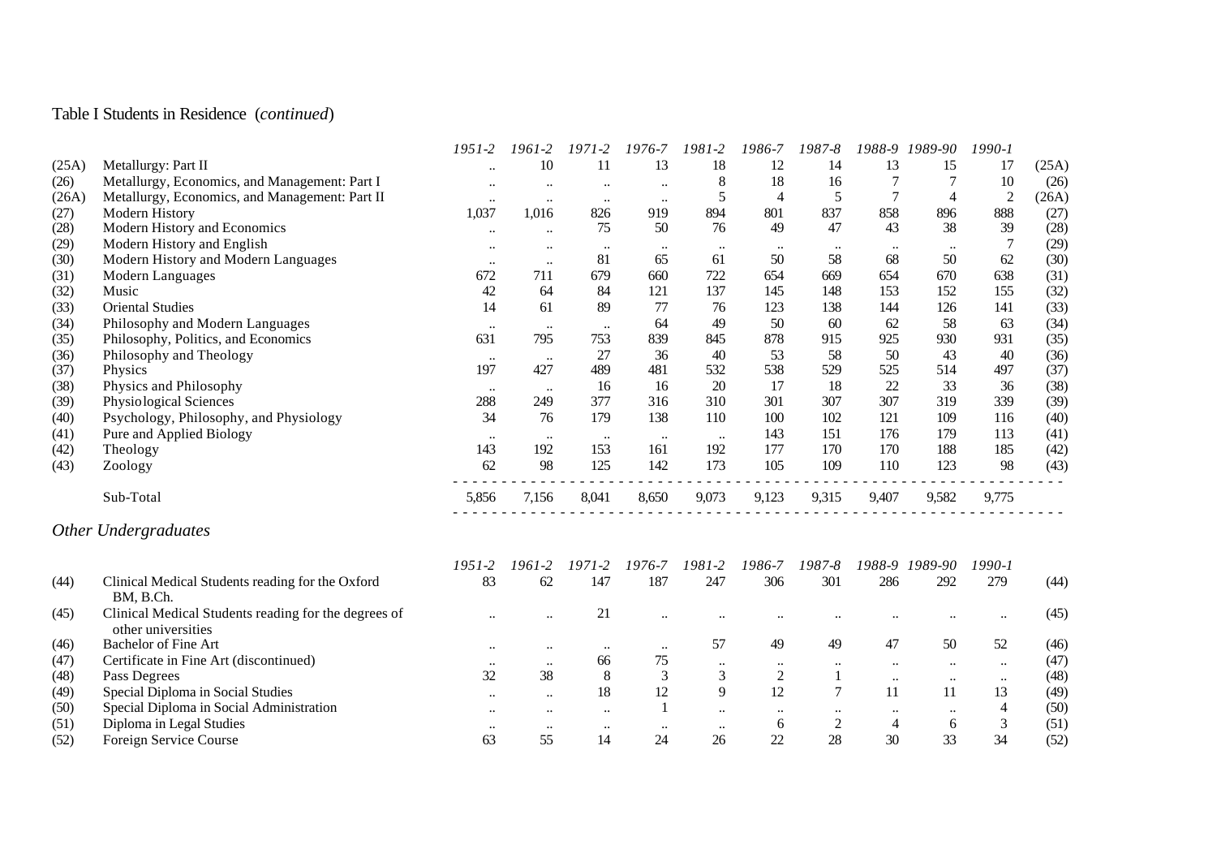Table I Students in Residence (*continued*)

| | | *1951-2* | *1961-2* | *1971-2* | *1976-7* | *1981-2* | *1986-7* | *1987-8* | *1988-9* | *1989-90* | *1990-1* | |
|---|---|---|---|---|---|---|---|---|---|---|---|---|
| (25A) | Metallurgy: Part II | .. | 10 | 11 | 13 | 18 | 12 | 14 | 13 | 15 | 17 | (25A) |
| (26) | Metallurgy, Economics, and Management: Part I | .. | .. | .. | .. | 8 | 18 | 16 | 7 | 7 | 10 | (26) |
| (26A) | Metallurgy, Economics, and Management: Part II | .. | .. | .. | .. | 5 | 4 | 5 | 7 | 4 | 2 | (26A) |
| (27) | Modern History | 1,037 | 1,016 | 826 | 919 | 894 | 801 | 837 | 858 | 896 | 888 | (27) |
| (28) | Modern History and Economics | .. | .. | 75 | 50 | 76 | 49 | 47 | 43 | 38 | 39 | (28) |
| (29) | Modern History and English | .. | .. | .. | .. | .. | .. | .. | .. | .. | 7 | (29) |
| (30) | Modern History and Modern Languages | .. | .. | 81 | 65 | 61 | 50 | 58 | 68 | 50 | 62 | (30) |
| (31) | Modern Languages | 672 | 711 | 679 | 660 | 722 | 654 | 669 | 654 | 670 | 638 | (31) |
| (32) | Music | 42 | 64 | 84 | 121 | 137 | 145 | 148 | 153 | 152 | 155 | (32) |
| (33) | Oriental Studies | 14 | 61 | 89 | 77 | 76 | 123 | 138 | 144 | 126 | 141 | (33) |
| (34) | Philosophy and Modern Languages | .. | .. | .. | 64 | 49 | 50 | 60 | 62 | 58 | 63 | (34) |
| (35) | Philosophy, Politics, and Economics | 631 | 795 | 753 | 839 | 845 | 878 | 915 | 925 | 930 | 931 | (35) |
| (36) | Philosophy and Theology | .. | .. | 27 | 36 | 40 | 53 | 58 | 50 | 43 | 40 | (36) |
| (37) | Physics | 197 | 427 | 489 | 481 | 532 | 538 | 529 | 525 | 514 | 497 | (37) |
| (38) | Physics and Philosophy | .. | .. | 16 | 16 | 20 | 17 | 18 | 22 | 33 | 36 | (38) |
| (39) | Physiological Sciences | 288 | 249 | 377 | 316 | 310 | 301 | 307 | 307 | 319 | 339 | (39) |
| (40) | Psychology, Philosophy, and Physiology | 34 | 76 | 179 | 138 | 110 | 100 | 102 | 121 | 109 | 116 | (40) |
| (41) | Pure and Applied Biology | .. | .. | .. | .. | .. | 143 | 151 | 176 | 179 | 113 | (41) |
| (42) | Theology | 143 | 192 | 153 | 161 | 192 | 177 | 170 | 170 | 188 | 185 | (42) |
| (43) | Zoology | 62 | 98 | 125 | 142 | 173 | 105 | 109 | 110 | 123 | 98 | (43) |
| | Sub-Total | 5,856 | 7,156 | 8,041 | 8,650 | 9,073 | 9,123 | 9,315 | 9,407 | 9,582 | 9,775 | |

*Other Undergraduates*

| | | *1951-2* | *1961-2* | *1971-2* | *1976-7* | *1981-2* | *1986-7* | *1987-8* | *1988-9* | *1989-90* | *1990-1* | |
|---|---|---|---|---|---|---|---|---|---|---|---|---|
| (44) | Clinical Medical Students reading for the Oxford BM, B.Ch. | 83 | 62 | 147 | 187 | 247 | 306 | 301 | 286 | 292 | 279 | (44) |
| (45) | Clinical Medical Students reading for the degrees of other universities | .. | .. | 21 | .. | .. | .. | .. | .. | .. | .. | (45) |
| (46) | Bachelor of Fine Art | .. | .. | .. | .. | 57 | 49 | 49 | 47 | 50 | 52 | (46) |
| (47) | Certificate in Fine Art (discontinued) | .. | .. | 66 | 75 | .. | .. | .. | .. | .. | .. | (47) |
| (48) | Pass Degrees | 32 | 38 | 8 | 3 | 3 | 2 | 1 | .. | .. | .. | (48) |
| (49) | Special Diploma in Social Studies | .. | .. | 18 | 12 | 9 | 12 | 7 | 11 | 11 | 13 | (49) |
| (50) | Special Diploma in Social Administration | .. | .. | .. | 1 | .. | .. | .. | .. | .. | 4 | (50) |
| (51) | Diploma in Legal Studies | .. | .. | .. | .. | .. | 6 | 2 | 4 | 6 | 3 | (51) |
| (52) | Foreign Service Course | 63 | 55 | 14 | 24 | 26 | 22 | 28 | 30 | 33 | 34 | (52) |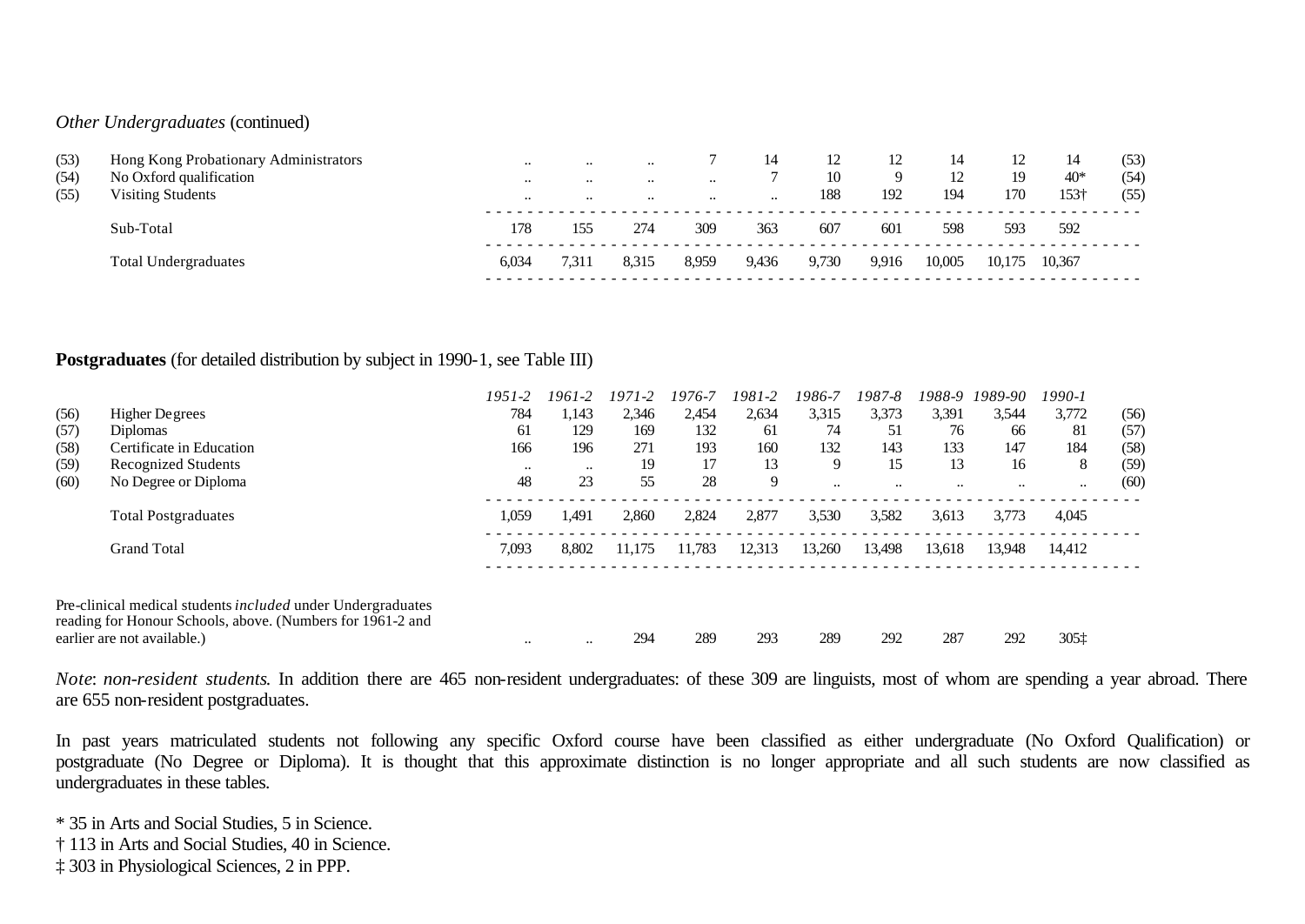*Other Undergraduates* (continued)

| | | 1951-2 | 1961-2 | 1971-2 | 1976-7 | 1981-2 | 1986-7 | 1987-8 | 1988-9 | 1989-90 | 1990-1 | |
|---|---|---|---|---|---|---|---|---|---|---|---|---|
| (53) | Hong Kong Probationary Administrators | .. | .. | .. | 7 | 14 | 12 | 12 | 14 | 12 | 14 | (53) |
| (54) | No Oxford qualification | .. | .. | .. | .. | 7 | 10 | 9 | 12 | 19 | 40* | (54) |
| (55) | Visiting Students | .. | .. | .. | .. | .. | 188 | 192 | 194 | 170 | 153† | (55) |
| | Sub-Total | 178 | 155 | 274 | 309 | 363 | 607 | 601 | 598 | 593 | 592 | |
| | Total Undergraduates | 6,034 | 7,311 | 8,315 | 8,959 | 9,436 | 9,730 | 9,916 | 10,005 | 10,175 | 10,367 | |

**Postgraduates** (for detailed distribution by subject in 1990-1, see Table III)

| | | *1951-2* | *1961-2* | *1971-2* | *1976-7* | *1981-2* | *1986-7* | *1987-8* | *1988-9* | *1989-90* | *1990-1* | |
|---|---|---|---|---|---|---|---|---|---|---|---|---|
| (56) | Higher Degrees | 784 | 1,143 | 2,346 | 2,454 | 2,634 | 3,315 | 3,373 | 3,391 | 3,544 | 3,772 | (56) |
| (57) | Diplomas | 61 | 129 | 169 | 132 | 61 | 74 | 51 | 76 | 66 | 81 | (57) |
| (58) | Certificate in Education | 166 | 196 | 271 | 193 | 160 | 132 | 143 | 133 | 147 | 184 | (58) |
| (59) | Recognized Students | .. | .. | 19 | 17 | 13 | 9 | 15 | 13 | 16 | 8 | (59) |
| (60) | No Degree or Diploma | 48 | 23 | 55 | 28 | 9 | .. | .. | .. | .. | .. | (60) |
| | Total Postgraduates | 1,059 | 1,491 | 2,860 | 2,824 | 2,877 | 3,530 | 3,582 | 3,613 | 3,773 | 4,045 | |
| | Grand Total | 7,093 | 8,802 | 11,175 | 11,783 | 12,313 | 13,260 | 13,498 | 13,618 | 13,948 | 14,412 | |
| | Pre-clinical medical students *included* under Undergraduates reading for Honour Schools, above. (Numbers for 1961-2 and earlier are not available.) | .. | .. | 294 | 289 | 293 | 289 | 292 | 287 | 292 | 305‡ | |

*Note*: *non-resident students*. In addition there are 465 non-resident undergraduates: of these 309 are linguists, most of whom are spending a year abroad. There are 655 non-resident postgraduates.

In past years matriculated students not following any specific Oxford course have been classified as either undergraduate (No Oxford Qualification) or postgraduate (No Degree or Diploma). It is thought that this approximate distinction is no longer appropriate and all such students are now classified as undergraduates in these tables.

\* 35 in Arts and Social Studies, 5 in Science.
† 113 in Arts and Social Studies, 40 in Science.
‡ 303 in Physiological Sciences, 2 in PPP.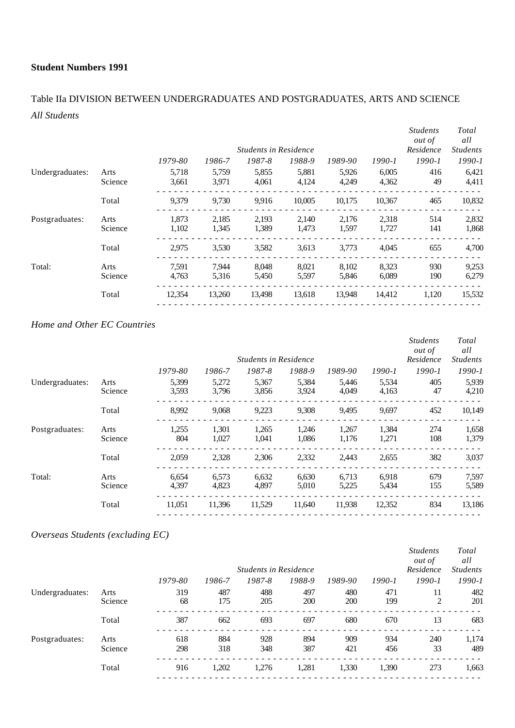**Student Numbers 1991**

Table IIa DIVISION BETWEEN UNDERGRADUATES AND POSTGRADUATES, ARTS AND SCIENCE

*All Students*

| | | *Students in Residence* | | | | | | *Students out of Residence* | *Total all Students* |
|---|---|---|---|---|---|---|---|---|---|
| | | *1979-80* | *1986-7* | *1987-8* | *1988-9* | *1989-90* | *1990-1* | *1990-1* | *1990-1* |
| Undergraduates: | Arts | 5,718 | 5,759 | 5,855 | 5,881 | 5,926 | 6,005 | 416 | 6,421 |
| | Science | 3,661 | 3,971 | 4,061 | 4,124 | 4,249 | 4,362 | 49 | 4,411 |
| | Total | 9,379 | 9,730 | 9,916 | 10,005 | 10,175 | 10,367 | 465 | 10,832 |
| Postgraduates: | Arts | 1,873 | 2,185 | 2,193 | 2,140 | 2,176 | 2,318 | 514 | 2,832 |
| | Science | 1,102 | 1,345 | 1,389 | 1,473 | 1,597 | 1,727 | 141 | 1,868 |
| | Total | 2,975 | 3,530 | 3,582 | 3,613 | 3,773 | 4,045 | 655 | 4,700 |
| Total: | Arts | 7,591 | 7,944 | 8,048 | 8,021 | 8,102 | 8,323 | 930 | 9,253 |
| | Science | 4,763 | 5,316 | 5,450 | 5,597 | 5,846 | 6,089 | 190 | 6,279 |
| | Total | 12,354 | 13,260 | 13,498 | 13,618 | 13,948 | 14,412 | 1,120 | 15,532 |

*Home and Other EC Countries*

| | | *Students in Residence* | | | | | | *Students out of Residence* | *Total all Students* |
|---|---|---|---|---|---|---|---|---|---|
| | | *1979-80* | *1986-7* | *1987-8* | *1988-9* | *1989-90* | *1990-1* | *1990-1* | *1990-1* |
| Undergraduates: | Arts | 5,399 | 5,272 | 5,367 | 5,384 | 5,446 | 5,534 | 405 | 5,939 |
| | Science | 3,593 | 3,796 | 3,856 | 3,924 | 4,049 | 4,163 | 47 | 4,210 |
| | Total | 8,992 | 9,068 | 9,223 | 9,308 | 9,495 | 9,697 | 452 | 10,149 |
| Postgraduates: | Arts | 1,255 | 1,301 | 1,265 | 1,246 | 1,267 | 1,384 | 274 | 1,658 |
| | Science | 804 | 1,027 | 1,041 | 1,086 | 1,176 | 1,271 | 108 | 1,379 |
| | Total | 2,059 | 2,328 | 2,306 | 2,332 | 2,443 | 2,655 | 382 | 3,037 |
| Total: | Arts | 6,654 | 6,573 | 6,632 | 6,630 | 6,713 | 6,918 | 679 | 7,597 |
| | Science | 4,397 | 4,823 | 4,897 | 5,010 | 5,225 | 5,434 | 155 | 5,589 |
| | Total | 11,051 | 11,396 | 11,529 | 11,640 | 11,938 | 12,352 | 834 | 13,186 |

*Overseas Students (excluding EC)*

| | | *Students in Residence* | | | | | | *Students out of Residence* | *Total all Students* |
|---|---|---|---|---|---|---|---|---|---|
| | | *1979-80* | *1986-7* | *1987-8* | *1988-9* | *1989-90* | *1990-1* | *1990-1* | *1990-1* |
| Undergraduates: | Arts | 319 | 487 | 488 | 497 | 480 | 471 | 11 | 482 |
| | Science | 68 | 175 | 205 | 200 | 200 | 199 | 2 | 201 |
| | Total | 387 | 662 | 693 | 697 | 680 | 670 | 13 | 683 |
| Postgraduates: | Arts | 618 | 884 | 928 | 894 | 909 | 934 | 240 | 1,174 |
| | Science | 298 | 318 | 348 | 387 | 421 | 456 | 33 | 489 |
| | Total | 916 | 1,202 | 1,276 | 1,281 | 1,330 | 1,390 | 273 | 1,663 |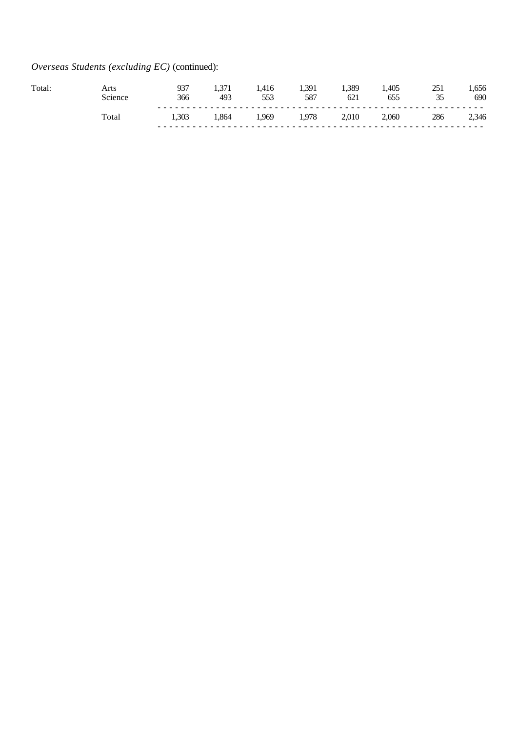*Overseas Students (excluding EC)* (continued):

| | | | | | | | | | |
|---|---|---|---|---|---|---|---|---|---|
| Total: | Arts | 937 | 1,371 | 1,416 | 1,391 | 1,389 | 1,405 | 251 | 1,656 |
| | Science | 366 | 493 | 553 | 587 | 621 | 655 | 35 | 690 |
| | Total | 1,303 | 1,864 | 1,969 | 1,978 | 2,010 | 2,060 | 286 | 2,346 |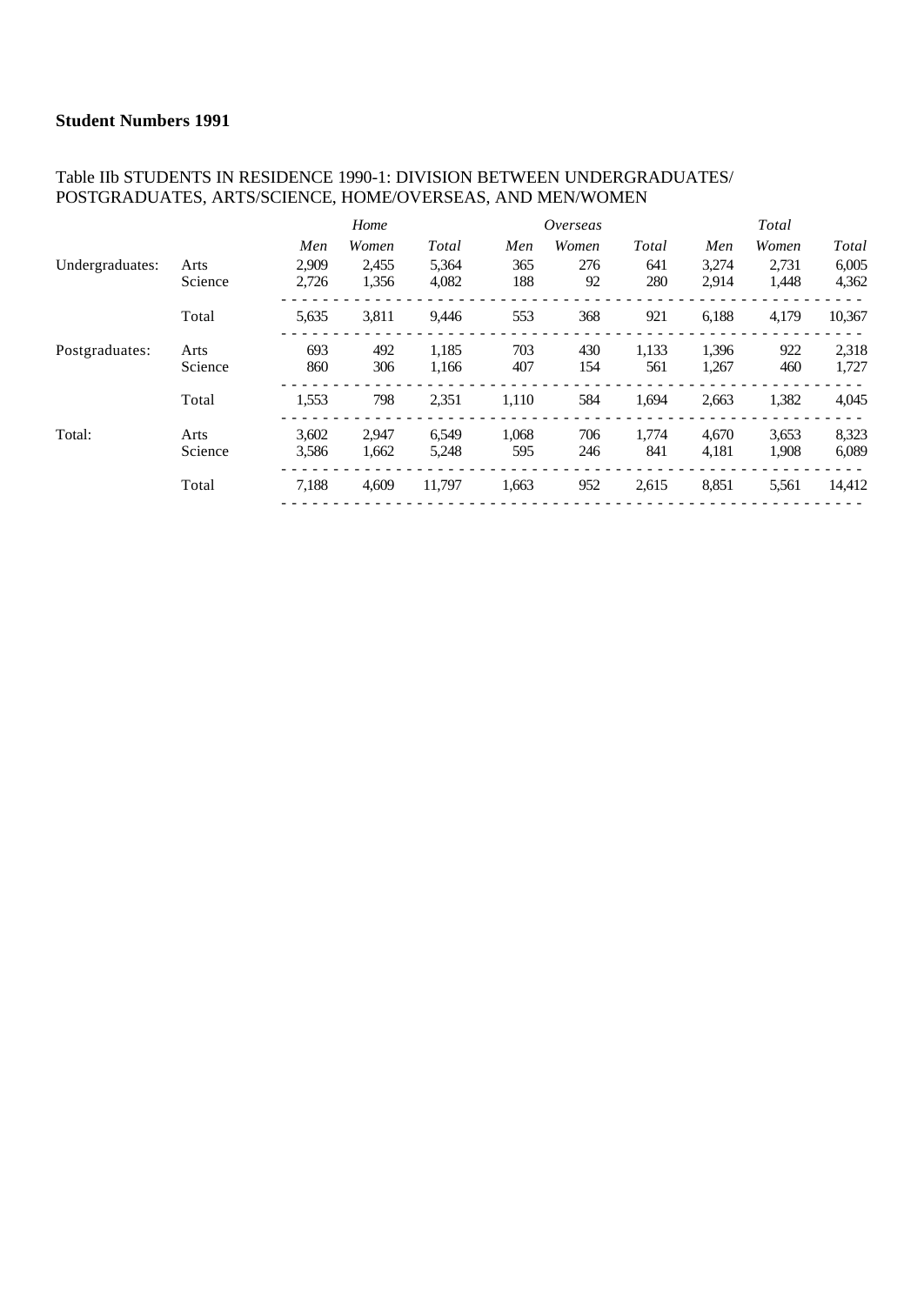**Student Numbers 1991**

Table IIb STUDENTS IN RESIDENCE 1990-1: DIVISION BETWEEN UNDERGRADUATES/ POSTGRADUATES, ARTS/SCIENCE, HOME/OVERSEAS, AND MEN/WOMEN

| | | *Home* | | | *Overseas* | | | *Total* | | |
|---|---|---|---|---|---|---|---|---|---|---|
| | | *Men* | *Women* | *Total* | *Men* | *Women* | *Total* | *Men* | *Women* | *Total* |
| Undergraduates: | Arts | 2,909 | 2,455 | 5,364 | 365 | 276 | 641 | 3,274 | 2,731 | 6,005 |
| | Science | 2,726 | 1,356 | 4,082 | 188 | 92 | 280 | 2,914 | 1,448 | 4,362 |
| | Total | 5,635 | 3,811 | 9,446 | 553 | 368 | 921 | 6,188 | 4,179 | 10,367 |
| Postgraduates: | Arts | 693 | 492 | 1,185 | 703 | 430 | 1,133 | 1,396 | 922 | 2,318 |
| | Science | 860 | 306 | 1,166 | 407 | 154 | 561 | 1,267 | 460 | 1,727 |
| | Total | 1,553 | 798 | 2,351 | 1,110 | 584 | 1,694 | 2,663 | 1,382 | 4,045 |
| Total: | Arts | 3,602 | 2,947 | 6,549 | 1,068 | 706 | 1,774 | 4,670 | 3,653 | 8,323 |
| | Science | 3,586 | 1,662 | 5,248 | 595 | 246 | 841 | 4,181 | 1,908 | 6,089 |
| | Total | 7,188 | 4,609 | 11,797 | 1,663 | 952 | 2,615 | 8,851 | 5,561 | 14,412 |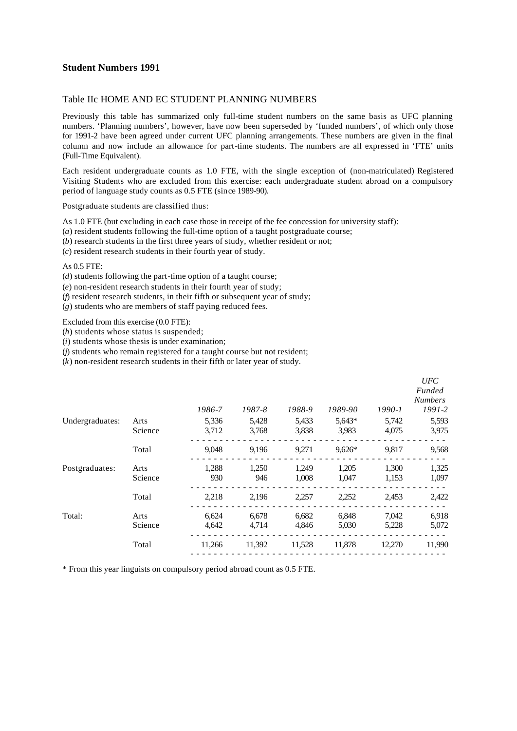**Student Numbers 1991**

Table IIc HOME AND EC STUDENT PLANNING NUMBERS

Previously this table has summarized only full-time student numbers on the same basis as UFC planning numbers. 'Planning numbers', however, have now been superseded by 'funded numbers', of which only those for 1991-2 have been agreed under current UFC planning arrangements. These numbers are given in the final column and now include an allowance for part-time students. The numbers are all expressed in 'FTE' units (Full-Time Equivalent).

Each resident undergraduate counts as 1.0 FTE, with the single exception of (non-matriculated) Registered Visiting Students who are excluded from this exercise: each undergraduate student abroad on a compulsory period of language study counts as 0.5 FTE (since 1989-90).

Postgraduate students are classified thus:

As 1.0 FTE (but excluding in each case those in receipt of the fee concession for university staff):
(*a*) resident students following the full-time option of a taught postgraduate course;
(*b*) research students in the first three years of study, whether resident or not;
(*c*) resident research students in their fourth year of study.

As 0.5 FTE:
(*d*) students following the part-time option of a taught course;
(*e*) non-resident research students in their fourth year of study;
(*f*) resident research students, in their fifth or subsequent year of study;
(*g*) students who are members of staff paying reduced fees.

Excluded from this exercise (0.0 FTE):
(*h*) students whose status is suspended;
(*i*) students whose thesis is under examination;
(*j*) students who remain registered for a taught course but not resident;
(*k*) non-resident research students in their fifth or later year of study.

| | | *1986-7* | *1987-8* | *1988-9* | *1989-90* | *1990-1* | *UFC Funded Numbers 1991-2* |
|---|---|---|---|---|---|---|---|
| Undergraduates: | Arts | 5,336 | 5,428 | 5,433 | 5,643* | 5,742 | 5,593 |
| | Science | 3,712 | 3,768 | 3,838 | 3,983 | 4,075 | 3,975 |
| | Total | 9,048 | 9,196 | 9,271 | 9,626* | 9,817 | 9,568 |
| Postgraduates: | Arts | 1,288 | 1,250 | 1,249 | 1,205 | 1,300 | 1,325 |
| | Science | 930 | 946 | 1,008 | 1,047 | 1,153 | 1,097 |
| | Total | 2,218 | 2,196 | 2,257 | 2,252 | 2,453 | 2,422 |
| Total: | Arts | 6,624 | 6,678 | 6,682 | 6,848 | 7,042 | 6,918 |
| | Science | 4,642 | 4,714 | 4,846 | 5,030 | 5,228 | 5,072 |
| | Total | 11,266 | 11,392 | 11,528 | 11,878 | 12,270 | 11,990 |

\* From this year linguists on compulsory period abroad count as 0.5 FTE.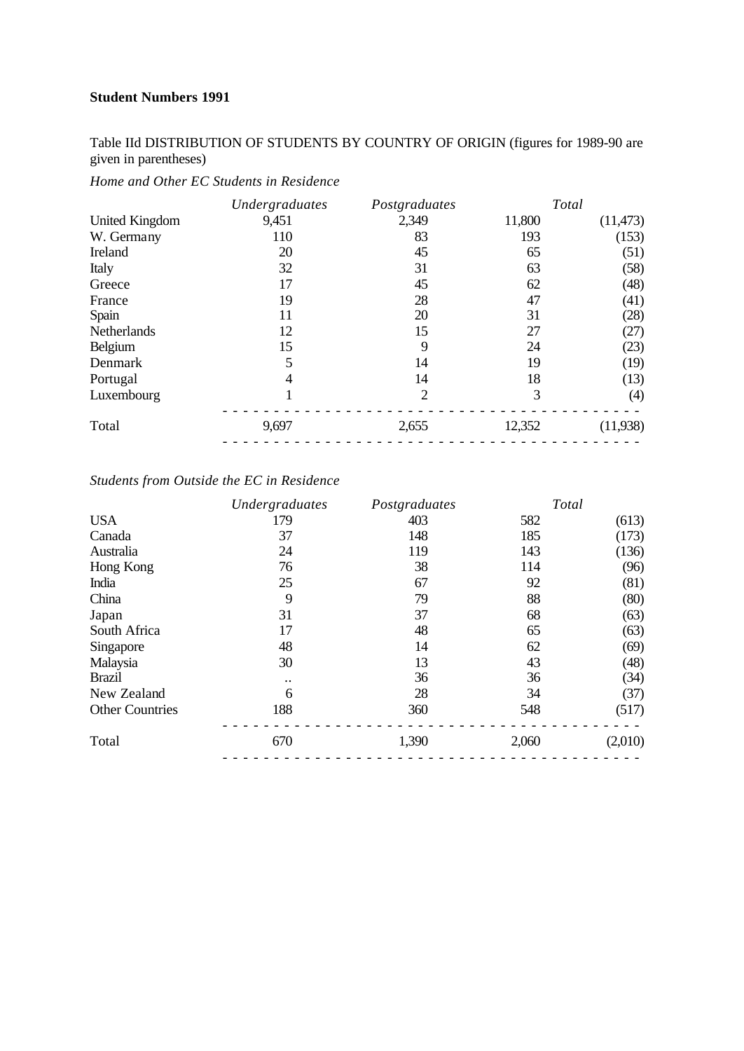**Student Numbers 1991**

Table IId DISTRIBUTION OF STUDENTS BY COUNTRY OF ORIGIN (figures for 1989-90 are given in parentheses)

*Home and Other EC Students in Residence*

| | *Undergraduates* | *Postgraduates* | *Total* | |
|---|---|---|---|---|
| United Kingdom | 9,451 | 2,349 | 11,800 | (11,473) |
| W. Germany | 110 | 83 | 193 | (153) |
| Ireland | 20 | 45 | 65 | (51) |
| Italy | 32 | 31 | 63 | (58) |
| Greece | 17 | 45 | 62 | (48) |
| France | 19 | 28 | 47 | (41) |
| Spain | 11 | 20 | 31 | (28) |
| Netherlands | 12 | 15 | 27 | (27) |
| Belgium | 15 | 9 | 24 | (23) |
| Denmark | 5 | 14 | 19 | (19) |
| Portugal | 4 | 14 | 18 | (13) |
| Luxembourg | 1 | 2 | 3 | (4) |
| Total | 9,697 | 2,655 | 12,352 | (11,938) |

*Students from Outside the EC in Residence*

| | *Undergraduates* | *Postgraduates* | *Total* | |
|---|---|---|---|---|
| USA | 179 | 403 | 582 | (613) |
| Canada | 37 | 148 | 185 | (173) |
| Australia | 24 | 119 | 143 | (136) |
| Hong Kong | 76 | 38 | 114 | (96) |
| India | 25 | 67 | 92 | (81) |
| China | 9 | 79 | 88 | (80) |
| Japan | 31 | 37 | 68 | (63) |
| South Africa | 17 | 48 | 65 | (63) |
| Singapore | 48 | 14 | 62 | (69) |
| Malaysia | 30 | 13 | 43 | (48) |
| Brazil | .. | 36 | 36 | (34) |
| New Zealand | 6 | 28 | 34 | (37) |
| Other Countries | 188 | 360 | 548 | (517) |
| Total | 670 | 1,390 | 2,060 | (2,010) |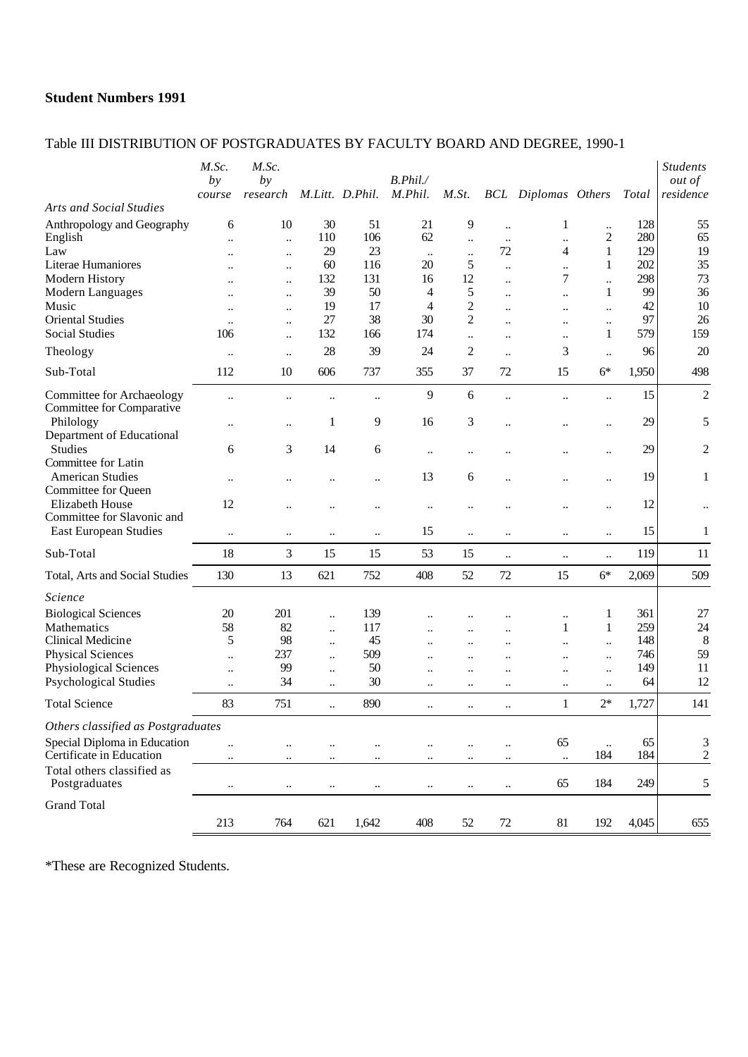**Student Numbers 1991**

Table III DISTRIBUTION OF POSTGRADUATES BY FACULTY BOARD AND DEGREE, 1990-1

| | *M.Sc. by course* | *M.Sc. by research* | *M.Litt.* | *D.Phil.* | *B.Phil./ M.Phil.* | *M.St.* | *BCL* | *Diplomas* | *Others* | *Total* | *Students out of residence* |
|---|---|---|---|---|---|---|---|---|---|---|---|
| *Arts and Social Studies* | | | | | | | | | | | |
| Anthropology and Geography | 6 | 10 | 30 | 51 | 21 | 9 | .. | 1 | .. | 128 | 55 |
| English | .. | .. | 110 | 106 | 62 | .. | .. | .. | 2 | 280 | 65 |
| Law | .. | .. | 29 | 23 | .. | .. | 72 | 4 | 1 | 129 | 19 |
| Literae Humaniores | .. | .. | 60 | 116 | 20 | 5 | .. | .. | 1 | 202 | 35 |
| Modern History | .. | .. | 132 | 131 | 16 | 12 | .. | 7 | .. | 298 | 73 |
| Modern Languages | .. | .. | 39 | 50 | 4 | 5 | .. | .. | 1 | 99 | 36 |
| Music | .. | .. | 19 | 17 | 4 | 2 | .. | .. | .. | 42 | 10 |
| Oriental Studies | .. | .. | 27 | 38 | 30 | 2 | .. | .. | .. | 97 | 26 |
| Social Studies | 106 | .. | 132 | 166 | 174 | .. | .. | .. | 1 | 579 | 159 |
| Theology | .. | .. | 28 | 39 | 24 | 2 | .. | 3 | .. | 96 | 20 |
| Sub-Total | 112 | 10 | 606 | 737 | 355 | 37 | 72 | 15 | 6* | 1,950 | 498 |
| Committee for Archaeology | .. | .. | .. | .. | 9 | 6 | .. | .. | .. | 15 | 2 |
| Committee for Comparative Philology | .. | .. | 1 | 9 | 16 | 3 | .. | .. | .. | 29 | 5 |
| Department of Educational Studies | 6 | 3 | 14 | 6 | .. | .. | .. | .. | .. | 29 | 2 |
| Committee for Latin American Studies | .. | .. | .. | .. | 13 | 6 | .. | .. | .. | 19 | 1 |
| Committee for Queen Elizabeth House | 12 | .. | .. | .. | .. | .. | .. | .. | .. | 12 | .. |
| Committee for Slavonic and East European Studies | .. | .. | .. | .. | 15 | .. | .. | .. | .. | 15 | 1 |
| Sub-Total | 18 | 3 | 15 | 15 | 53 | 15 | .. | .. | .. | 119 | 11 |
| Total, Arts and Social Studies | 130 | 13 | 621 | 752 | 408 | 52 | 72 | 15 | 6* | 2,069 | 509 |
| *Science* | | | | | | | | | | | |
| Biological Sciences | 20 | 201 | .. | 139 | .. | .. | .. | .. | 1 | 361 | 27 |
| Mathematics | 58 | 82 | .. | 117 | .. | .. | .. | 1 | 1 | 259 | 24 |
| Clinical Medicine | 5 | 98 | .. | 45 | .. | .. | .. | .. | .. | 148 | 8 |
| Physical Sciences | .. | 237 | .. | 509 | .. | .. | .. | .. | .. | 746 | 59 |
| Physiological Sciences | .. | 99 | .. | 50 | .. | .. | .. | .. | .. | 149 | 11 |
| Psychological Studies | .. | 34 | .. | 30 | .. | .. | .. | .. | .. | 64 | 12 |
| Total Science | 83 | 751 | .. | 890 | .. | .. | .. | 1 | 2* | 1,727 | 141 |
| *Others classified as Postgraduates* | | | | | | | | | | | |
| Special Diploma in Education | .. | .. | .. | .. | .. | .. | .. | 65 | .. | 65 | 3 |
| Certificate in Education | .. | .. | .. | .. | .. | .. | .. | .. | 184 | 184 | 2 |
| Total others classified as Postgraduates | .. | .. | .. | .. | .. | .. | .. | 65 | 184 | 249 | 5 |
| Grand Total | 213 | 764 | 621 | 1,642 | 408 | 52 | 72 | 81 | 192 | 4,045 | 655 |

*These are Recognized Students.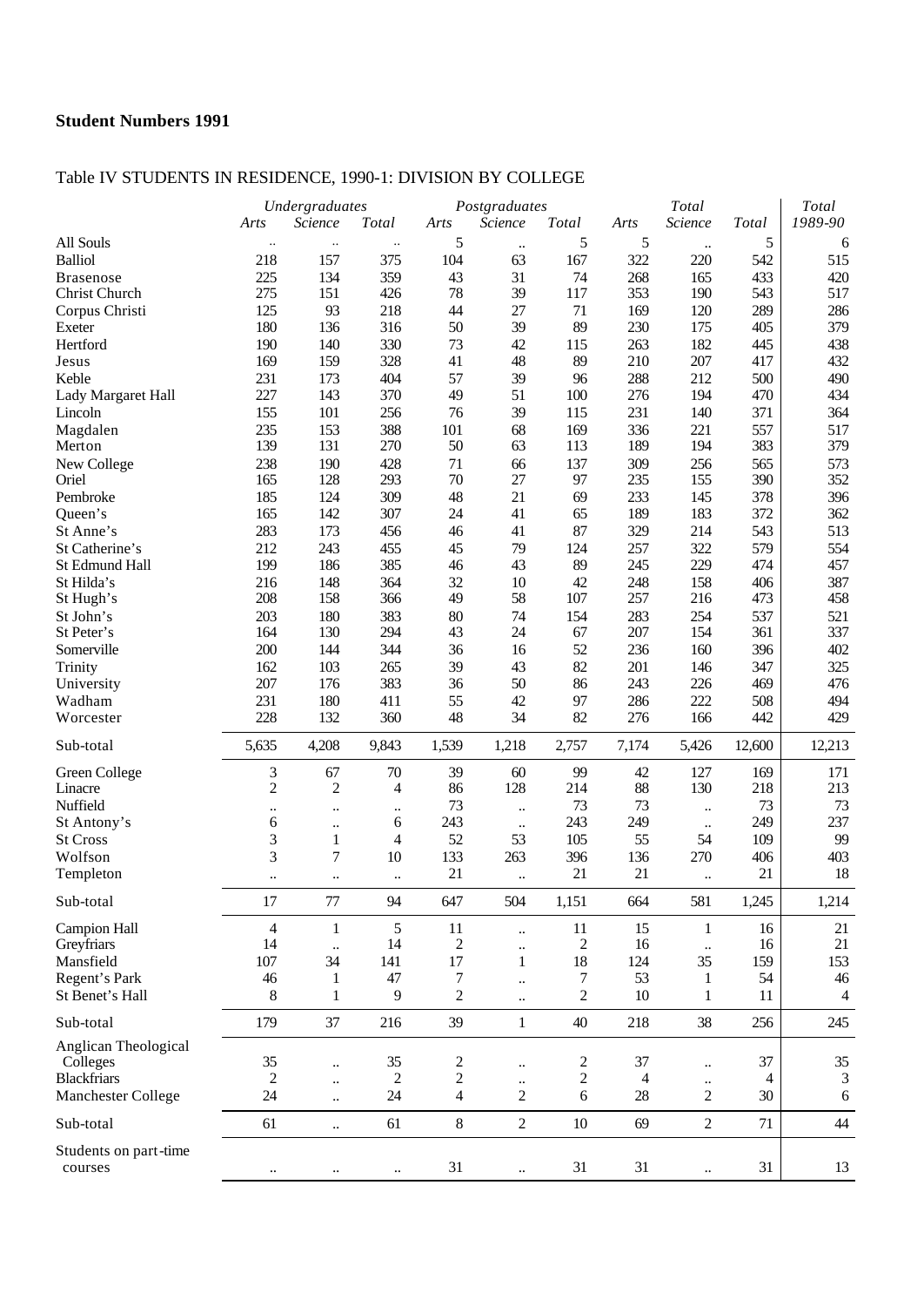**Student Numbers 1991**

Table IV STUDENTS IN RESIDENCE, 1990-1: DIVISION BY COLLEGE

| | Undergraduates | | | Postgraduates | | | Total | | | Total |
|---|---|---|---|---|---|---|---|---|---|---|
| | *Arts* | *Science* | *Total* | *Arts* | *Science* | *Total* | *Arts* | *Science* | *Total* | *1989-90* |
| All Souls | .. | .. | .. | 5 | .. | 5 | 5 | .. | 5 | 6 |
| Balliol | 218 | 157 | 375 | 104 | 63 | 167 | 322 | 220 | 542 | 515 |
| Brasenose | 225 | 134 | 359 | 43 | 31 | 74 | 268 | 165 | 433 | 420 |
| Christ Church | 275 | 151 | 426 | 78 | 39 | 117 | 353 | 190 | 543 | 517 |
| Corpus Christi | 125 | 93 | 218 | 44 | 27 | 71 | 169 | 120 | 289 | 286 |
| Exeter | 180 | 136 | 316 | 50 | 39 | 89 | 230 | 175 | 405 | 379 |
| Hertford | 190 | 140 | 330 | 73 | 42 | 115 | 263 | 182 | 445 | 438 |
| Jesus | 169 | 159 | 328 | 41 | 48 | 89 | 210 | 207 | 417 | 432 |
| Keble | 231 | 173 | 404 | 57 | 39 | 96 | 288 | 212 | 500 | 490 |
| Lady Margaret Hall | 227 | 143 | 370 | 49 | 51 | 100 | 276 | 194 | 470 | 434 |
| Lincoln | 155 | 101 | 256 | 76 | 39 | 115 | 231 | 140 | 371 | 364 |
| Magdalen | 235 | 153 | 388 | 101 | 68 | 169 | 336 | 221 | 557 | 517 |
| Merton | 139 | 131 | 270 | 50 | 63 | 113 | 189 | 194 | 383 | 379 |
| New College | 238 | 190 | 428 | 71 | 66 | 137 | 309 | 256 | 565 | 573 |
| Oriel | 165 | 128 | 293 | 70 | 27 | 97 | 235 | 155 | 390 | 352 |
| Pembroke | 185 | 124 | 309 | 48 | 21 | 69 | 233 | 145 | 378 | 396 |
| Queen's | 165 | 142 | 307 | 24 | 41 | 65 | 189 | 183 | 372 | 362 |
| St Anne's | 283 | 173 | 456 | 46 | 41 | 87 | 329 | 214 | 543 | 513 |
| St Catherine's | 212 | 243 | 455 | 45 | 79 | 124 | 257 | 322 | 579 | 554 |
| St Edmund Hall | 199 | 186 | 385 | 46 | 43 | 89 | 245 | 229 | 474 | 457 |
| St Hilda's | 216 | 148 | 364 | 32 | 10 | 42 | 248 | 158 | 406 | 387 |
| St Hugh's | 208 | 158 | 366 | 49 | 58 | 107 | 257 | 216 | 473 | 458 |
| St John's | 203 | 180 | 383 | 80 | 74 | 154 | 283 | 254 | 537 | 521 |
| St Peter's | 164 | 130 | 294 | 43 | 24 | 67 | 207 | 154 | 361 | 337 |
| Somerville | 200 | 144 | 344 | 36 | 16 | 52 | 236 | 160 | 396 | 402 |
| Trinity | 162 | 103 | 265 | 39 | 43 | 82 | 201 | 146 | 347 | 325 |
| University | 207 | 176 | 383 | 36 | 50 | 86 | 243 | 226 | 469 | 476 |
| Wadham | 231 | 180 | 411 | 55 | 42 | 97 | 286 | 222 | 508 | 494 |
| Worcester | 228 | 132 | 360 | 48 | 34 | 82 | 276 | 166 | 442 | 429 |
| Sub-total | 5,635 | 4,208 | 9,843 | 1,539 | 1,218 | 2,757 | 7,174 | 5,426 | 12,600 | 12,213 |
| Green College | 3 | 67 | 70 | 39 | 60 | 99 | 42 | 127 | 169 | 171 |
| Linacre | 2 | 2 | 4 | 86 | 128 | 214 | 88 | 130 | 218 | 213 |
| Nuffield | .. | .. | .. | 73 | .. | 73 | 73 | .. | 73 | 73 |
| St Antony's | 6 | .. | 6 | 243 | .. | 243 | 249 | .. | 249 | 237 |
| St Cross | 3 | 1 | 4 | 52 | 53 | 105 | 55 | 54 | 109 | 99 |
| Wolfson | 3 | 7 | 10 | 133 | 263 | 396 | 136 | 270 | 406 | 403 |
| Templeton | .. | .. | .. | 21 | .. | 21 | 21 | .. | 21 | 18 |
| Sub-total | 17 | 77 | 94 | 647 | 504 | 1,151 | 664 | 581 | 1,245 | 1,214 |
| Campion Hall | 4 | 1 | 5 | 11 | .. | 11 | 15 | 1 | 16 | 21 |
| Greyfriars | 14 | .. | 14 | 2 | .. | 2 | 16 | .. | 16 | 21 |
| Mansfield | 107 | 34 | 141 | 17 | 1 | 18 | 124 | 35 | 159 | 153 |
| Regent's Park | 46 | 1 | 47 | 7 | .. | 7 | 53 | 1 | 54 | 46 |
| St Benet's Hall | 8 | 1 | 9 | 2 | .. | 2 | 10 | 1 | 11 | 4 |
| Sub-total | 179 | 37 | 216 | 39 | 1 | 40 | 218 | 38 | 256 | 245 |
| Anglican Theological Colleges | 35 | .. | 35 | 2 | .. | 2 | 37 | .. | 37 | 35 |
| Blackfriars | 2 | .. | 2 | 2 | .. | 2 | 4 | .. | 4 | 3 |
| Manchester College | 24 | .. | 24 | 4 | 2 | 6 | 28 | 2 | 30 | 6 |
| Sub-total | 61 | .. | 61 | 8 | 2 | 10 | 69 | 2 | 71 | 44 |
| Students on part-time courses | .. | .. | .. | 31 | .. | 31 | 31 | .. | 31 | 13 |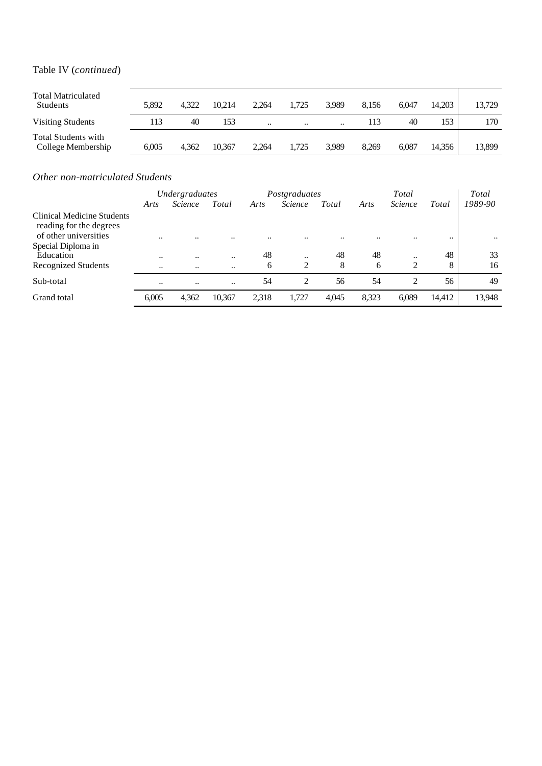Table IV (*continued*)

| | | | | | | | | | | |
|---|---|---|---|---|---|---|---|---|---|---|
| Total Matriculated Students | 5,892 | 4,322 | 10,214 | 2,264 | 1,725 | 3,989 | 8,156 | 6,047 | 14,203 | 13,729 |
| Visiting Students | 113 | 40 | 153 | .. | .. | .. | 113 | 40 | 153 | 170 |
| Total Students with College Membership | 6,005 | 4,362 | 10,367 | 2,264 | 1,725 | 3,989 | 8,269 | 6,087 | 14,356 | 13,899 |

*Other non-matriculated Students*

| | *Undergraduates* | | | *Postgraduates* | | | *Total* | | | *Total* |
|---|---|---|---|---|---|---|---|---|---|---|
| | *Arts* | *Science* | *Total* | *Arts* | *Science* | *Total* | *Arts* | *Science* | *Total* | *1989-90* |
| Clinical Medicine Students reading for the degrees of other universities | .. | .. | .. | .. | .. | .. | .. | .. | .. | .. |
| Special Diploma in Education | .. | .. | .. | 48 | .. | 48 | 48 | .. | 48 | 33 |
| Recognized Students | .. | .. | .. | 6 | 2 | 8 | 6 | 2 | 8 | 16 |
| Sub-total | .. | .. | .. | 54 | 2 | 56 | 54 | 2 | 56 | 49 |
| Grand total | 6,005 | 4,362 | 10,367 | 2,318 | 1,727 | 4,045 | 8,323 | 6,089 | 14,412 | 13,948 |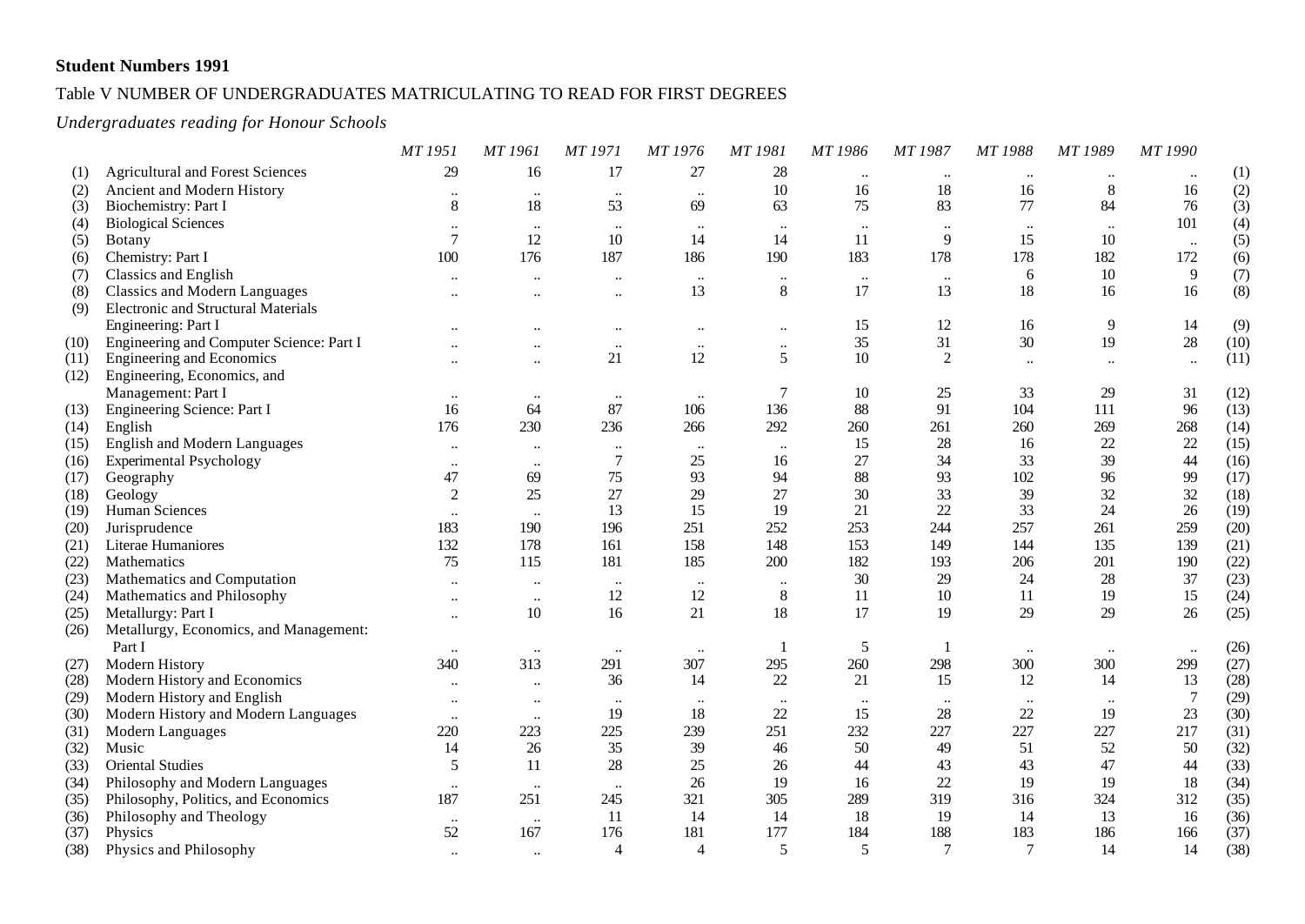**Student Numbers 1991**

Table V NUMBER OF UNDERGRADUATES MATRICULATING TO READ FOR FIRST DEGREES

*Undergraduates reading for Honour Schools*

| | | *MT 1951* | *MT 1961* | *MT 1971* | *MT 1976* | *MT 1981* | *MT 1986* | *MT 1987* | *MT 1988* | *MT 1989* | *MT 1990* | |
|---|---|---|---|---|---|---|---|---|---|---|---|---|
| (1) | Agricultural and Forest Sciences | 29 | 16 | 17 | 27 | 28 | .. | .. | .. | .. | .. | (1) |
| (2) | Ancient and Modern History | .. | .. | .. | .. | 10 | 16 | 18 | 16 | 8 | 16 | (2) |
| (3) | Biochemistry: Part I | 8 | 18 | 53 | 69 | 63 | 75 | 83 | 77 | 84 | 76 | (3) |
| (4) | Biological Sciences | .. | .. | .. | .. | .. | .. | .. | .. | .. | 101 | (4) |
| (5) | Botany | 7 | 12 | 10 | 14 | 14 | 11 | 9 | 15 | 10 | .. | (5) |
| (6) | Chemistry: Part I | 100 | 176 | 187 | 186 | 190 | 183 | 178 | 178 | 182 | 172 | (6) |
| (7) | Classics and English | .. | .. | .. | .. | .. | .. | .. | 6 | 10 | 9 | (7) |
| (8) | Classics and Modern Languages | .. | .. | .. | 13 | 8 | 17 | 13 | 18 | 16 | 16 | (8) |
| (9) | Electronic and Structural Materials Engineering: Part I | .. | .. | .. | .. | .. | 15 | 12 | 16 | 9 | 14 | (9) |
| (10) | Engineering and Computer Science: Part I | .. | .. | .. | .. | .. | 35 | 31 | 30 | 19 | 28 | (10) |
| (11) | Engineering and Economics | .. | .. | 21 | 12 | 5 | 10 | 2 | .. | .. | .. | (11) |
| (12) | Engineering, Economics, and Management: Part I | .. | .. | .. | .. | 7 | 10 | 25 | 33 | 29 | 31 | (12) |
| (13) | Engineering Science: Part I | 16 | 64 | 87 | 106 | 136 | 88 | 91 | 104 | 111 | 96 | (13) |
| (14) | English | 176 | 230 | 236 | 266 | 292 | 260 | 261 | 260 | 269 | 268 | (14) |
| (15) | English and Modern Languages | .. | .. | .. | .. | .. | 15 | 28 | 16 | 22 | 22 | (15) |
| (16) | Experimental Psychology | .. | .. | 7 | 25 | 16 | 27 | 34 | 33 | 39 | 44 | (16) |
| (17) | Geography | 47 | 69 | 75 | 93 | 94 | 88 | 93 | 102 | 96 | 99 | (17) |
| (18) | Geology | 2 | 25 | 27 | 29 | 27 | 30 | 33 | 39 | 32 | 32 | (18) |
| (19) | Human Sciences | .. | .. | 13 | 15 | 19 | 21 | 22 | 33 | 24 | 26 | (19) |
| (20) | Jurisprudence | 183 | 190 | 196 | 251 | 252 | 253 | 244 | 257 | 261 | 259 | (20) |
| (21) | Literae Humaniores | 132 | 178 | 161 | 158 | 148 | 153 | 149 | 144 | 135 | 139 | (21) |
| (22) | Mathematics | 75 | 115 | 181 | 185 | 200 | 182 | 193 | 206 | 201 | 190 | (22) |
| (23) | Mathematics and Computation | .. | .. | .. | .. | .. | 30 | 29 | 24 | 28 | 37 | (23) |
| (24) | Mathematics and Philosophy | .. | .. | 12 | 12 | 8 | 11 | 10 | 11 | 19 | 15 | (24) |
| (25) | Metallurgy: Part I | .. | 10 | 16 | 21 | 18 | 17 | 19 | 29 | 29 | 26 | (25) |
| (26) | Metallurgy, Economics, and Management: Part I | .. | .. | .. | .. | 1 | 5 | 1 | .. | .. | .. | (26) |
| (27) | Modern History | 340 | 313 | 291 | 307 | 295 | 260 | 298 | 300 | 300 | 299 | (27) |
| (28) | Modern History and Economics | .. | .. | 36 | 14 | 22 | 21 | 15 | 12 | 14 | 13 | (28) |
| (29) | Modern History and English | .. | .. | .. | .. | .. | .. | .. | .. | .. | 7 | (29) |
| (30) | Modern History and Modern Languages | .. | .. | 19 | 18 | 22 | 15 | 28 | 22 | 19 | 23 | (30) |
| (31) | Modern Languages | 220 | 223 | 225 | 239 | 251 | 232 | 227 | 227 | 227 | 217 | (31) |
| (32) | Music | 14 | 26 | 35 | 39 | 46 | 50 | 49 | 51 | 52 | 50 | (32) |
| (33) | Oriental Studies | 5 | 11 | 28 | 25 | 26 | 44 | 43 | 43 | 47 | 44 | (33) |
| (34) | Philosophy and Modern Languages | .. | .. | .. | 26 | 19 | 16 | 22 | 19 | 19 | 18 | (34) |
| (35) | Philosophy, Politics, and Economics | 187 | 251 | 245 | 321 | 305 | 289 | 319 | 316 | 324 | 312 | (35) |
| (36) | Philosophy and Theology | .. | .. | 11 | 14 | 14 | 18 | 19 | 14 | 13 | 16 | (36) |
| (37) | Physics | 52 | 167 | 176 | 181 | 177 | 184 | 188 | 183 | 186 | 166 | (37) |
| (38) | Physics and Philosophy | .. | .. | 4 | 4 | 5 | 5 | 7 | 7 | 14 | 14 | (38) |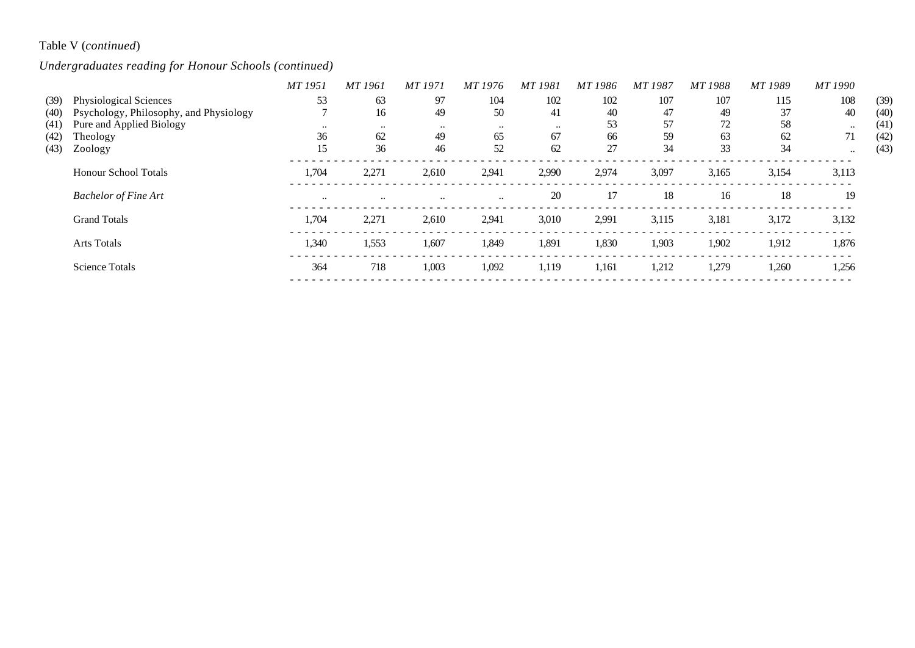Table V (*continued*)

*Undergraduates reading for Honour Schools (continued)*

| | | *MT 1951* | *MT 1961* | *MT 1971* | *MT 1976* | *MT 1981* | *MT 1986* | *MT 1987* | *MT 1988* | *MT 1989* | *MT 1990* | |
|---|---|---|---|---|---|---|---|---|---|---|---|---|
| (39) | Physiological Sciences | 53 | 63 | 97 | 104 | 102 | 102 | 107 | 107 | 115 | 108 | (39) |
| (40) | Psychology, Philosophy, and Physiology | 7 | 16 | 49 | 50 | 41 | 40 | 47 | 49 | 37 | 40 | (40) |
| (41) | Pure and Applied Biology | .. | .. | .. | .. | .. | 53 | 57 | 72 | 58 | .. | (41) |
| (42) | Theology | 36 | 62 | 49 | 65 | 67 | 66 | 59 | 63 | 62 | 71 | (42) |
| (43) | Zoology | 15 | 36 | 46 | 52 | 62 | 27 | 34 | 33 | 34 | .. | (43) |
| | Honour School Totals | 1,704 | 2,271 | 2,610 | 2,941 | 2,990 | 2,974 | 3,097 | 3,165 | 3,154 | 3,113 | |
| | *Bachelor of Fine Art* | .. | .. | .. | .. | 20 | 17 | 18 | 16 | 18 | 19 | |
| | Grand Totals | 1,704 | 2,271 | 2,610 | 2,941 | 3,010 | 2,991 | 3,115 | 3,181 | 3,172 | 3,132 | |
| | Arts Totals | 1,340 | 1,553 | 1,607 | 1,849 | 1,891 | 1,830 | 1,903 | 1,902 | 1,912 | 1,876 | |
| | Science Totals | 364 | 718 | 1,003 | 1,092 | 1,119 | 1,161 | 1,212 | 1,279 | 1,260 | 1,256 | |